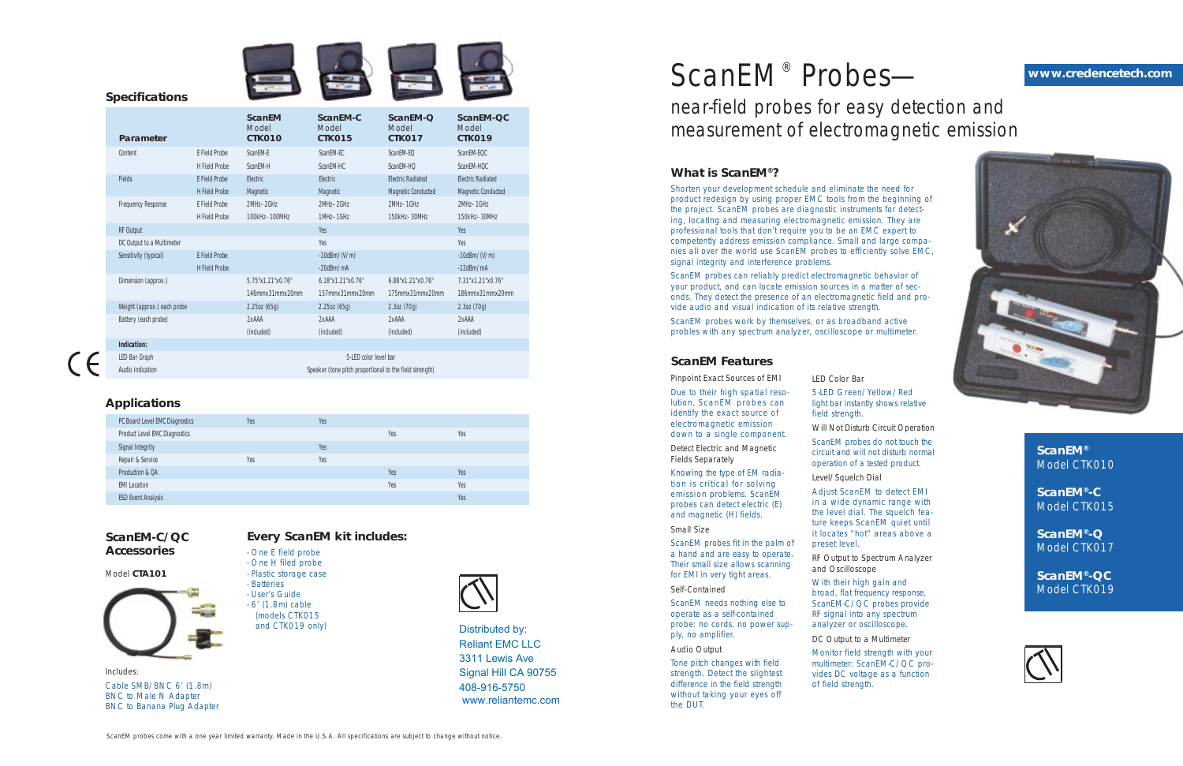# ScanEM® Probes—

## near-field probes for easy detection and measurement of electromagnetic emission

www.credencetech.com

### What is ScanEM®?

Shorten your development schedule and eliminate the need for product redesign by using proper EMC tools from the beginning of the project. ScanEM probes are diagnostic instruments for detecting, locating and measuring electromagnetic emission. They are professional tools that don't require you to be an EMC expert to competently address emission compliance. Small and large companies all over the world use ScanEM probes to efficiently solve EMC, signal integrity and interference problems.

ScanEM probes can reliably predict electromagnetic behavior of your product, and can locate emission sources in a matter of seconds. They detect the presence of an electromagnetic field and provide audio and visual indication of its relative strength.

ScanEM probes work by themselves, or as broadband active probes with any spectrum analyzer, oscilloscope or multimeter.

### ScanEM Features

Pinpoint Exact Sources of EMI

Due to their high spatial resolution, ScanEM probes can identify the exact source of electromagnetic emission down to a single component.

Detect Electric and Magnetic Fields Separately

Knowing the type of EM radiation is critical for solving emission problems. ScanEM probes can detect electric (E) and magnetic (H) fields.

Small Size

ScanEM probes fit in the palm of a hand and are easy to operate. Their small size allows scanning for EMI in very tight areas.

Self-Contained

ScanEM needs nothing else to operate as a self-contained probe: no cords, no power supply, no amplifier.

Audio Output

Tone pitch changes with field strength. Detect the slightest difference in the field strength without taking your eyes off the DUT.

LED Color Bar

5-LED Green/Yellow/Red light bar instantly shows relative field strength.

Will Not Disturb Circuit Operation

ScanEM probes do not touch the circuit and will not disturb normal operation of a tested product.

Level/Squelch Dial

Adjust ScanEM to detect EMI in a wide dynamic range with the level dial. The squelch feature keeps ScanEM quiet until it locates "hot" areas above a preset level.

RF Output to Spectrum Analyzer and Oscilloscope

With their high gain and broad, flat frequency response, ScanEM-C/QC probes provide RF signal into any spectrum analyzer or oscilloscope.

DC Output to a Multimeter

Monitor field strength with your multimeter: ScanEM-C/QC provides DC voltage as a function of field strength.

**ScanEM®** Model CTK010

**ScanEM®-C** Model CTK015

**ScanEM®-Q** Model CTK017

**ScanEM®-QC** Model CTK019

### Specifications

| Parameter | | ScanEM Model CTK010 | ScanEM-C Model CTK015 | ScanEM-Q Model CTK017 | ScanEM-QC Model CTK019 |
|---|---|---|---|---|---|
| Content | E Field Probe | ScanEM-E | ScanEM-EC | ScanEM-EQ | ScanEM-EQC |
| | H Field Probe | ScanEM-H | ScanEM-HC | ScanEM-HQ | ScanEM-HQC |
| Fields | E Field Probe | Electric | Electric | Electric Radiated | Electric Radiated |
| | H Field Probe | Magnetic | Magnetic | Magnetic Conducted | Magnetic Conducted |
| Frequency Response | E Field Probe | 2MHz–2GHz | 2MHz–2GHz | 2MHz–1GHz | 2MHz–1GHz |
| | H Field Probe | 100kHz–100MHz | 1MHz–1GHz | 150kHz–30MHz | 150kHz–30MHz |
| RF Output | | | Yes | | Yes |
| DC Output to a Multimeter | | | Yes | | Yes |
| Sensitivity (typical) | E Field Probe | | -10dBm/(V/m) | | -10dBm/(V/m) |
| | H Field Probe | | -20dBm/mA | | -12dBm/mA |
| Dimension (approx.) | | 5.75"x1.21"x0.76" | 6.18"x1.21"x0.76" | 6.88"x1.21"x0.76" | 7.31"x1.21"x0.76" |
| | | 146mmx31mmx20mm | 157mmx31mmx20mm | 175mmx31mmx20mm | 186mmx31mmx20mm |
| Weight (approx.) each probe | | 2.25oz (65g) | 2.25oz (65g) | 2.3oz (70g) | 2.3oz (70g) |
| Battery (each probe) | | 2xAAA | 2xAAA | 2xAAA | 2xAAA |
| | | (included) | (included) | (included) | (included) |
| **Indication:** | | | | | |
| LED Bar Graph | | 5-LED color level bar | | | |
| Audio Indication | | Speaker (tone pitch proportional to the field strength) | | | |

### Applications

| Application | ScanEM | ScanEM-C | ScanEM-Q | ScanEM-QC |
|---|---|---|---|---|
| PC Board Level EMC Diagnostics | Yes | Yes | | |
| Product Level EMC Diagnostics | | | Yes | Yes |
| Signal Integrity | | Yes | | |
| Repair & Service | Yes | Yes | | |
| Production & QA | | | Yes | Yes |
| EMI Location | | | Yes | Yes |
| ESD Event Analysis | | | | Yes |

### ScanEM-C/QC Accessories

Model **CTA101**

Includes:

Cable SMB/BNC 6' (1.8m)
BNC to Male N Adapter
BNC to Banana Plug Adapter

### Every ScanEM kit includes:

- One E field probe
- One H filed probe
- Plastic storage case
- Batteries
- User's Guide
- 6' (1.8m) cable (models CTK015 and CTK019 only)

Distributed by:
Reliant EMC LLC
3311 Lewis Ave
Signal Hill CA 90755
408-916-5750
www.reliantemc.com

ScanEM probes come with a one year limited warranty. Made in the U.S.A. All specifications are subject to change without notice.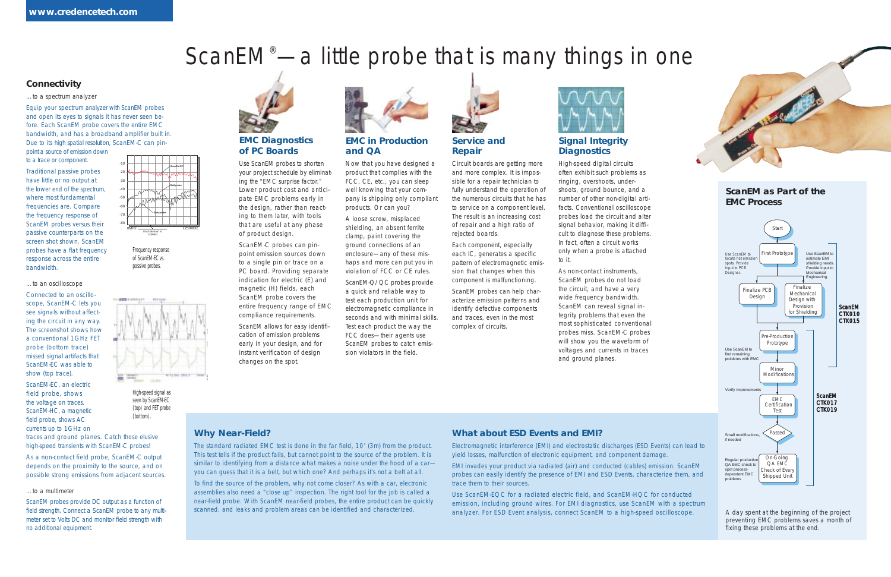# ScanEM®—a little probe that is many things in one

## Connectivity

...to a spectrum analyzer

Equip your spectrum analyzer with ScanEM probes and open its eyes to signals it has never seen before. Each ScanEM probe covers the entire EMC bandwidth, and has a broadband amplifier built in. Due to its high spatial resolution, ScanEM-C can pinpoint a source of emission down to a trace or component.

Traditional passive probes have little or no output at the lower end of the spectrum, where most fundamental frequencies are. Compare the frequency response of ScanEM probes versus their passive counterparts on the screen shot shown. ScanEM probes have a flat frequency response across the entire bandwidth.

-10
-20
-30
-40
-50
-60
-70
-80
ScanEM-EC
Ball probe
Stub probe
0MHz
Each division is 125MHz
1250MHz

Frequency response of ScanEM-EC vs. passive probes.

...to an oscilloscope

Connected to an oscilloscope, ScanEM-C lets you see signals without affecting the circuit in any way. The screenshot shows how a conventional 1GHz FET probe (bottom trace) missed signal artifacts that ScanEM-EC was able to show (top trace).

ScanEM-EC, an electric field probe, shows the voltage on traces. ScanEM-HC, a magnetic field probe, shows AC currents up to 1GHz on traces and ground planes. Catch those elusive high-speed transients with ScanEM-C probes!

High-speed signal as seen by ScanEM-EC (top) and FET probe (bottom).

As a non-contact field probe, ScanEM-C output depends on the proximity to the source, and on possible strong emissions from adjacent sources.

...to a multimeter

ScanEM probes provide DC output as a function of field strength. Connect a ScanEM probe to any multimeter set to Volts DC and monitor field strength with no additional equipment.

### EMC Diagnostics of PC Boards

Use ScanEM probes to shorten your project schedule by eliminating the "EMC surprise factor." Lower product cost and anticipate EMC problems early in the design, rather than reacting to them later, with tools that are useful at any phase of product design.

ScanEM-C probes can pinpoint emission sources down to a single pin or trace on a PC board. Providing separate indication for electric (E) and magnetic (H) fields, each ScanEM probe covers the entire frequency range of EMC compliance requirements.

ScanEM allows for easy identification of emission problems early in your design, and for instant verification of design changes on the spot.

### EMC in Production and QA

Now that you have designed a product that complies with the FCC, CE, etc., you can sleep well knowing that your company is shipping only compliant products. Or can you?

A loose screw, misplaced shielding, an absent ferrite clamp, paint covering the ground connections of an enclosure—any of these mishaps and more can put you in violation of FCC or CE rules.

ScanEM-Q/QC probes provide a quick and reliable way to test each production unit for electromagnetic compliance in seconds and with minimal skills. Test each product the way the FCC does—their agents use ScanEM probes to catch emission violators in the field.

### Service and Repair

Circuit boards are getting more and more complex. It is impossible for a repair technician to fully understand the operation of the numerous circuits that he has to service on a component level. The result is an increasing cost of repair and a high ratio of rejected boards.

Each component, especially each IC, generates a specific pattern of electromagnetic emission that changes when this component is malfunctioning.

ScanEM probes can help characterize emission patterns and identify defective components and traces, even in the most complex of circuits.

### Signal Integrity Diagnostics

High-speed digital circuits often exhibit such problems as ringing, overshoots, ground bounce, and a number of other non-digital artifacts. Conventional oscilloscope probes load the circuit and alter signal behavior, making it difficult to diagnose these problems. In fact, often a circuit works only when a probe is attached to it.

As non-contact instruments, ScanEM probes do not load the circuit, and have a very wide frequency bandwidth. ScanEM can reveal signal integrity problems that even the most sophisticated conventional probes miss. ScanEM-C probes will show you the waveform of voltages and currents in traces and ground planes.

## ScanEM as Part of the EMC Process

Start

First Prototype

Use ScanEM to locate hot emission spots. Provide input to PCB Designer.

Use ScanEM to estimate EMI shielding needs. Provide input to Mechanical Engineering.

Finalize PCB Design

Finalize Mechanical Design with Provision for Shielding

**ScanEM CTK010 CTK015**

Pre-Production Prototype

Use ScanEM to find remaining problems with EMC

Minor Modifications

Verify Improvements

EMC Certification Test

**ScanEM CTK017 CTK019**

Small modifications, if needed

Passed

Regular production QA EMC check to spot process-dependent EMC problems

On-Going QA EMC Check of Every Shipped Unit

A day spent at the beginning of the project preventing EMC problems saves a month of fixing these problems at the end.

### Why Near-Field?

The standard radiated EMC test is done in the far field, 10' (3m) from the product. This test tells if the product fails, but cannot point to the source of the problem. It is similar to identifying from a distance what makes a noise under the hood of a car—you can guess that it is a belt, but which one? And perhaps it's not a belt at all.

To find the source of the problem, why not come closer? As with a car, electronic assemblies also need a "close up" inspection. The right tool for the job is called a near-field probe. With ScanEM near-field probes, the entire product can be quickly scanned, and leaks and problem areas can be identified and characterized.

### What about ESD Events and EMI?

Electromagnetic interference (EMI) and electrostatic discharges (ESD Events) can lead to yield losses, malfunction of electronic equipment, and component damage.

EMI invades your product via radiated (air) and conducted (cables) emission. ScanEM probes can easily identify the presence of EMI and ESD Events, characterize them, and trace them to their sources.

Use ScanEM-EQC for a radiated electric field, and ScanEM-HQC for conducted emission, including ground wires. For EMI diagnostics, use ScanEM with a spectrum analyzer. For ESD Event analysis, connect ScanEM to a high-speed oscilloscope.